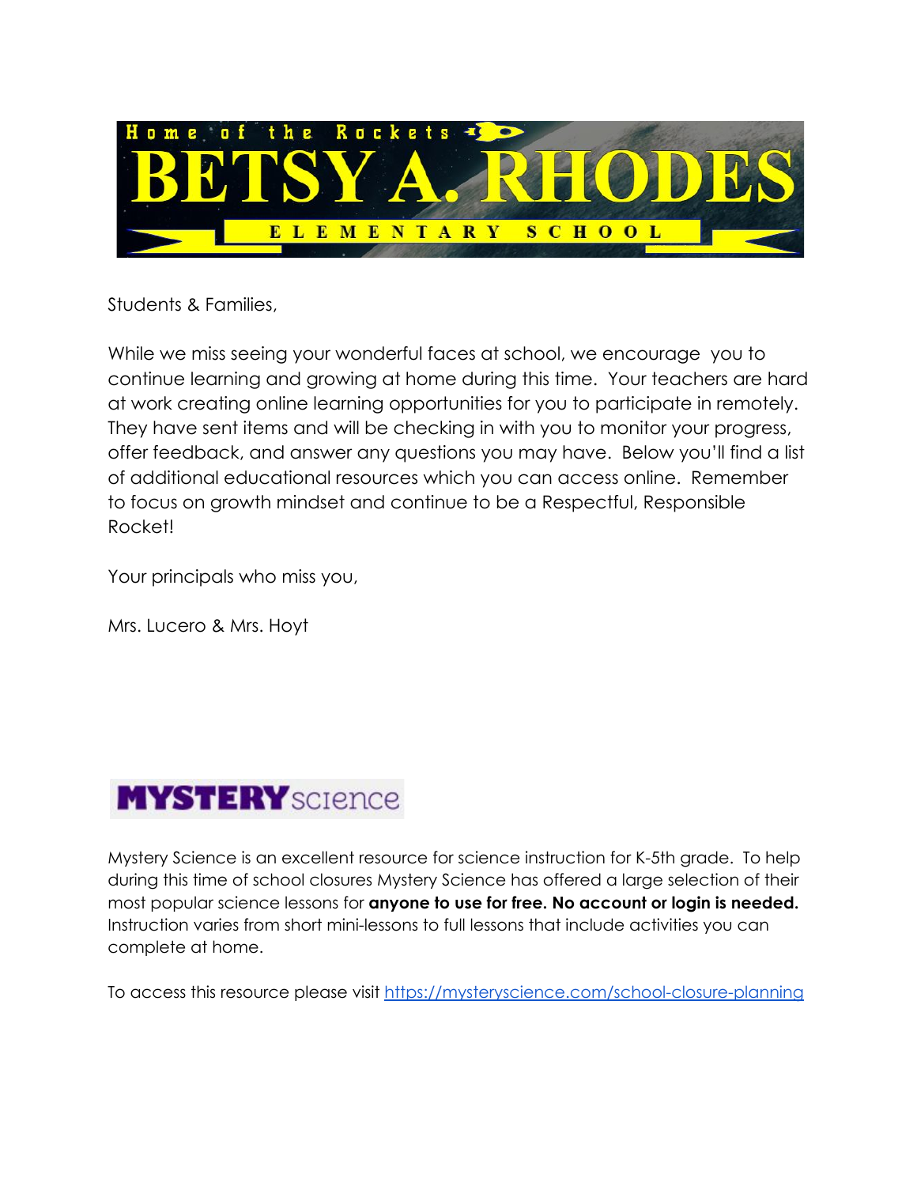Home of the Rockets

# BETSY A. RHODES

ELEMENTARY SCHOOL

Students & Families,

While we miss seeing your wonderful faces at school, we encourage you to continue learning and growing at home during this time. Your teachers are hard at work creating online learning opportunities for you to participate in remotely. They have sent items and will be checking in with you to monitor your progress, offer feedback, and answer any questions you may have. Below you'll find a list of additional educational resources which you can access online. Remember to focus on growth mindset and continue to be a Respectful, Responsible Rocket!

Your principals who miss you,

Mrs. Lucero & Mrs. Hoyt

## MYSTERY science

Mystery Science is an excellent resource for science instruction for K-5th grade. To help during this time of school closures Mystery Science has offered a large selection of their most popular science lessons for **anyone to use for free. No account or login is needed.** Instruction varies from short mini-lessons to full lessons that include activities you can complete at home.

To access this resource please visit https://mysteryscience.com/school-closure-planning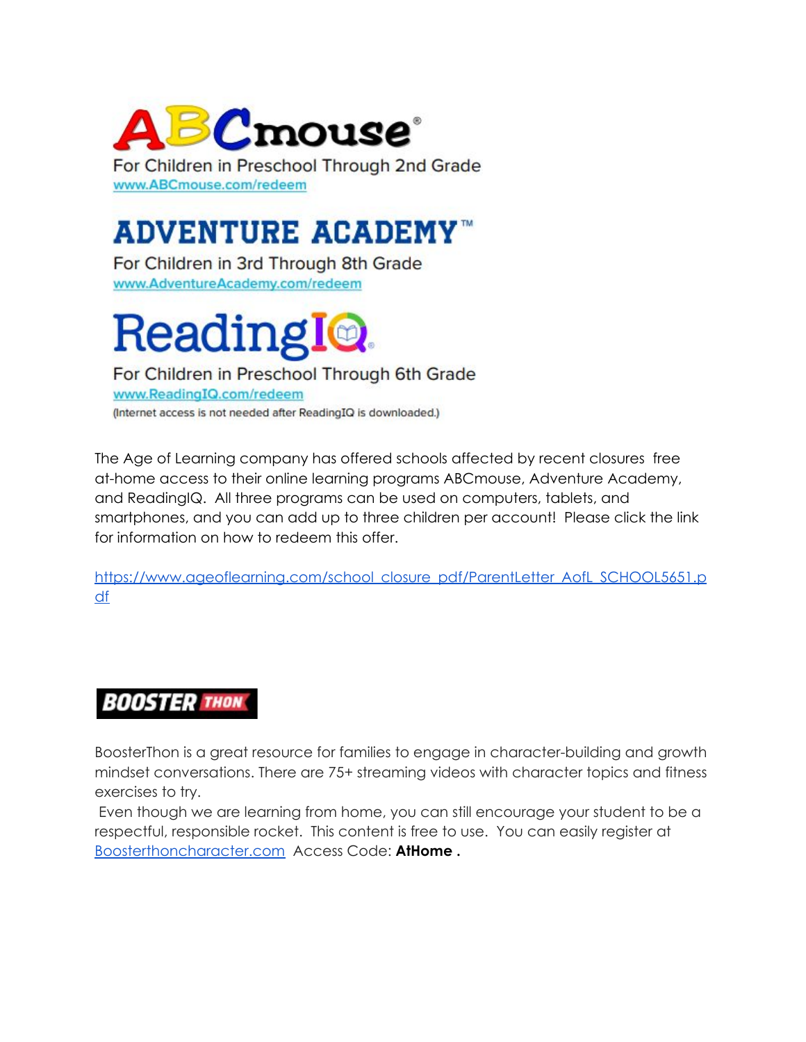## ABCmouse®

For Children in Preschool Through 2nd Grade
www.ABCmouse.com/redeem

## ADVENTURE ACADEMY™

For Children in 3rd Through 8th Grade
www.AdventureAcademy.com/redeem

## ReadingIQ

For Children in Preschool Through 6th Grade
www.ReadingIQ.com/redeem
(Internet access is not needed after ReadingIQ is downloaded.)

The Age of Learning company has offered schools affected by recent closures free at-home access to their online learning programs ABCmouse, Adventure Academy, and ReadingIQ. All three programs can be used on computers, tablets, and smartphones, and you can add up to three children per account! Please click the link for information on how to redeem this offer.

https://www.ageoflearning.com/school_closure_pdf/ParentLetter_AofL_SCHOOL5651.pdf

## BOOSTER THON

BoosterThon is a great resource for families to engage in character-building and growth mindset conversations. There are 75+ streaming videos with character topics and fitness exercises to try.

Even though we are learning from home, you can still encourage your student to be a respectful, responsible rocket. This content is free to use. You can easily register at Boosterthoncharacter.com Access Code: **AtHome .**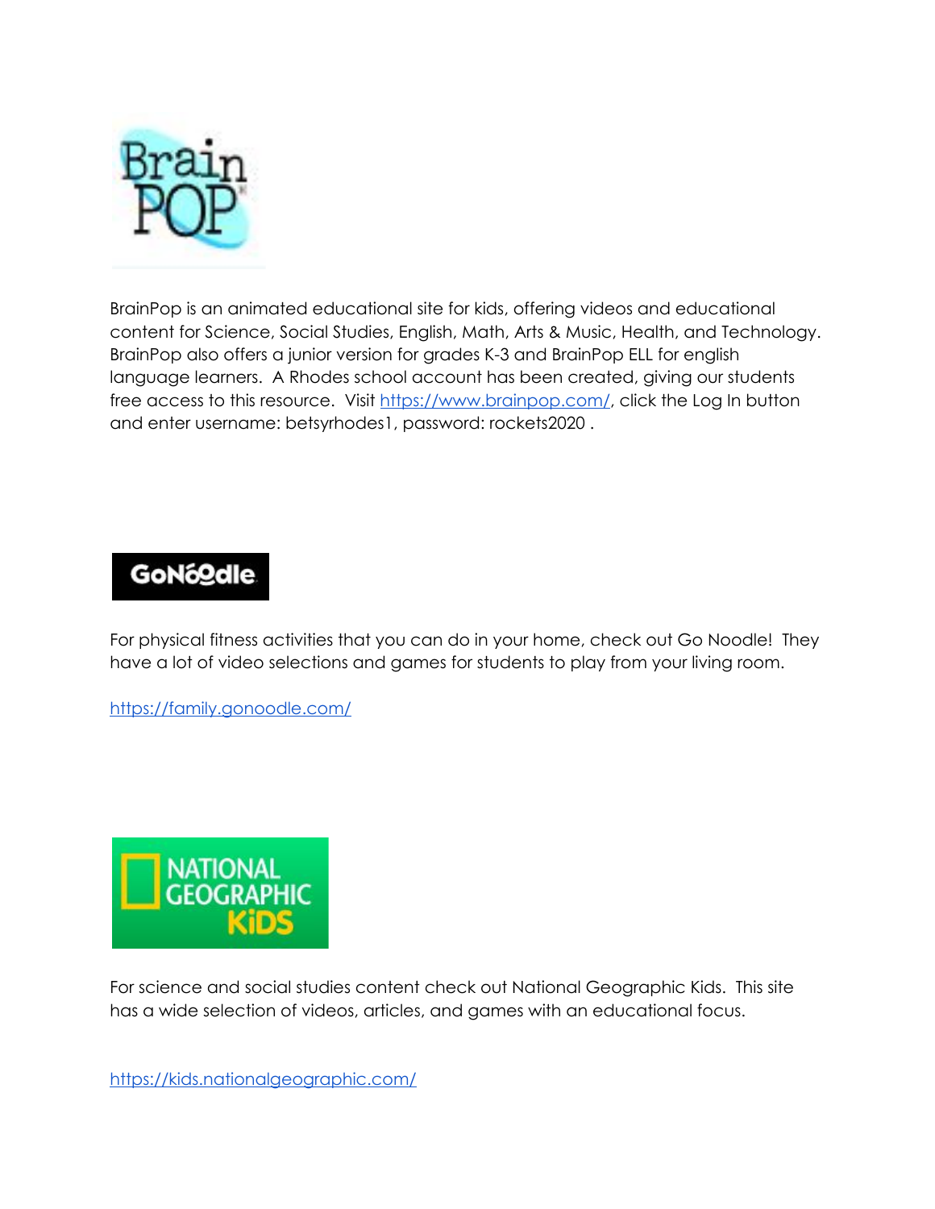BrainPop is an animated educational site for kids, offering videos and educational content for Science, Social Studies, English, Math, Arts & Music, Health, and Technology. BrainPop also offers a junior version for grades K-3 and BrainPop ELL for english language learners. A Rhodes school account has been created, giving our students free access to this resource. Visit [https://www.brainpop.com/](https://www.brainpop.com/), click the Log In button and enter username: betsyrhodes1, password: rockets2020 .

For physical fitness activities that you can do in your home, check out Go Noodle! They have a lot of video selections and games for students to play from your living room.

[https://family.gonoodle.com/](https://family.gonoodle.com/)

For science and social studies content check out National Geographic Kids. This site has a wide selection of videos, articles, and games with an educational focus.

[https://kids.nationalgeographic.com/](https://kids.nationalgeographic.com/)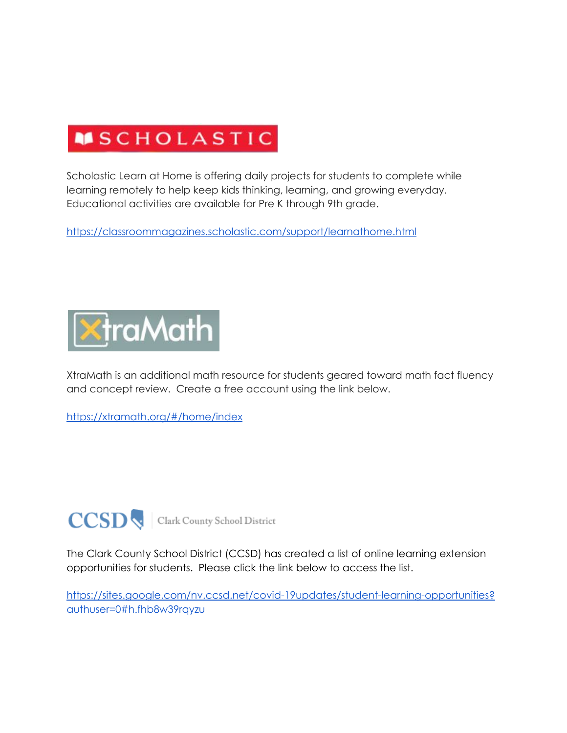SCHOLASTIC

Scholastic Learn at Home is offering daily projects for students to complete while learning remotely to help keep kids thinking, learning, and growing everyday. Educational activities are available for Pre K through 9th grade.

https://classroommagazines.scholastic.com/support/learnathome.html

XtraMath

XtraMath is an additional math resource for students geared toward math fact fluency and concept review. Create a free account using the link below.

https://xtramath.org/#/home/index

CCSD | Clark County School District

The Clark County School District (CCSD) has created a list of online learning extension opportunities for students. Please click the link below to access the list.

https://sites.google.com/nv.ccsd.net/covid-19updates/student-learning-opportunities?authuser=0#h.fhb8w39rqyzu